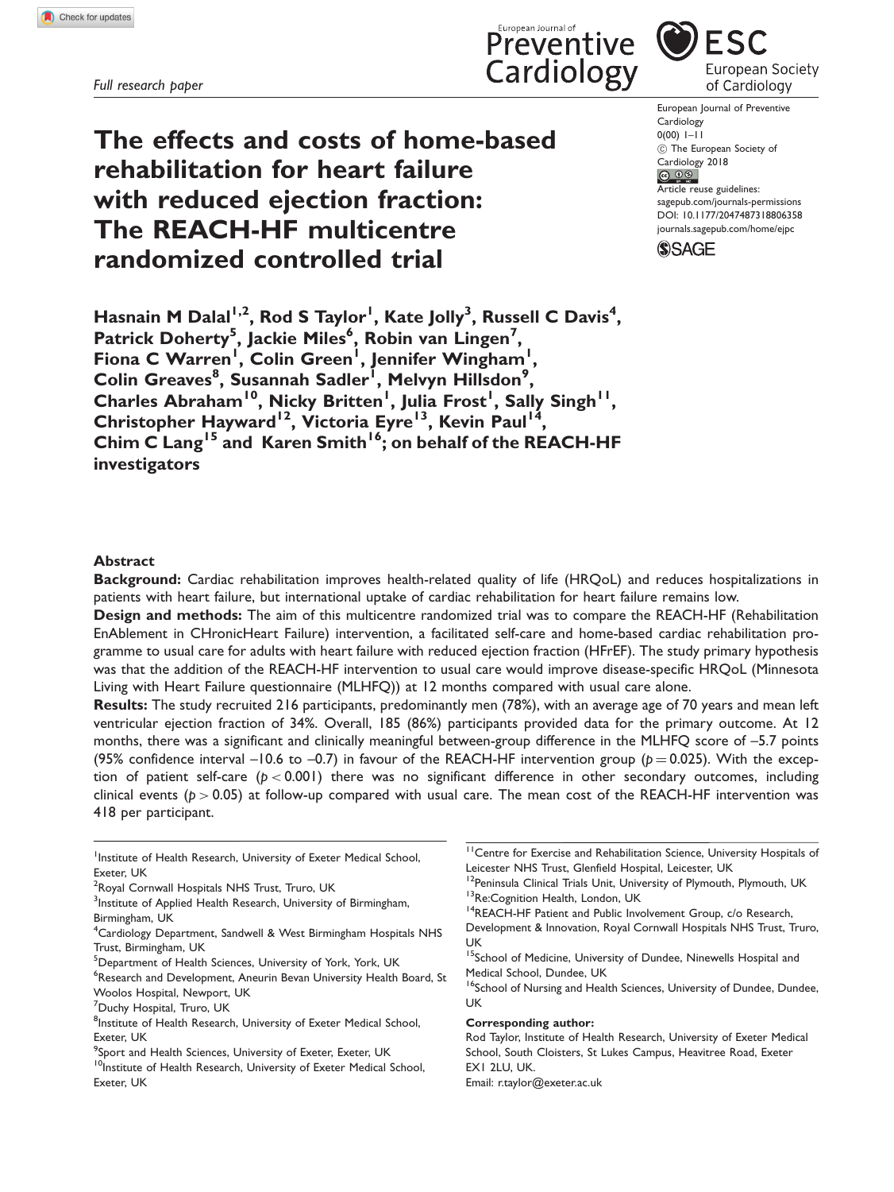Full research paper

# The effects and costs of home-based rehabilitation for heart failure with reduced ejection fraction: The REACH-HF multicentre randomized controlled trial

**Hasnain M Dalal[1,2], Rod S Taylor[1], Kate Jolly[3], Russell C Davis[4], Patrick Doherty[5], Jackie Miles[6], Robin van Lingen[7], Fiona C Warren[1], Colin Green[1], Jennifer Wingham[1], Colin Greaves[8], Susannah Sadler[1], Melvyn Hillsdon[9], Charles Abraham[10], Nicky Britten[1], Julia Frost[1], Sally Singh[11], Christopher Hayward[12], Victoria Eyre[13], Kevin Paul[14], Chim C Lang[15] and Karen Smith[16]; on behalf of the REACH-HF investigators**

European Journal of Preventive Cardiology
0(00) 1–11
© The European Society of Cardiology 2018
Article reuse guidelines: sagepub.com/journals-permissions
DOI: 10.1177/2047487318806358
journals.sagepub.com/home/ejpc

## Abstract

**Background:** Cardiac rehabilitation improves health-related quality of life (HRQoL) and reduces hospitalizations in patients with heart failure, but international uptake of cardiac rehabilitation for heart failure remains low.

**Design and methods:** The aim of this multicentre randomized trial was to compare the REACH-HF (Rehabilitation EnAblement in CHronicHeart Failure) intervention, a facilitated self-care and home-based cardiac rehabilitation programme to usual care for adults with heart failure with reduced ejection fraction (HFrEF). The study primary hypothesis was that the addition of the REACH-HF intervention to usual care would improve disease-specific HRQoL (Minnesota Living with Heart Failure questionnaire (MLHFQ)) at 12 months compared with usual care alone.

**Results:** The study recruited 216 participants, predominantly men (78%), with an average age of 70 years and mean left ventricular ejection fraction of 34%. Overall, 185 (86%) participants provided data for the primary outcome. At 12 months, there was a significant and clinically meaningful between-group difference in the MLHFQ score of –5.7 points (95% confidence interval –10.6 to –0.7) in favour of the REACH-HF intervention group ($p = 0.025$). With the exception of patient self-care ($p < 0.001$) there was no significant difference in other secondary outcomes, including clinical events ($p > 0.05$) at follow-up compared with usual care. The mean cost of the REACH-HF intervention was 418 per participant.

[1]Institute of Health Research, University of Exeter Medical School, Exeter, UK
[2]Royal Cornwall Hospitals NHS Trust, Truro, UK
[3]Institute of Applied Health Research, University of Birmingham, Birmingham, UK
[4]Cardiology Department, Sandwell & West Birmingham Hospitals NHS Trust, Birmingham, UK
[5]Department of Health Sciences, University of York, York, UK
[6]Research and Development, Aneurin Bevan University Health Board, St Woolos Hospital, Newport, UK
[7]Duchy Hospital, Truro, UK
[8]Institute of Health Research, University of Exeter Medical School, Exeter, UK
[9]Sport and Health Sciences, University of Exeter, Exeter, UK
[10]Institute of Health Research, University of Exeter Medical School, Exeter, UK
[11]Centre for Exercise and Rehabilitation Science, University Hospitals of Leicester NHS Trust, Glenfield Hospital, Leicester, UK
[12]Peninsula Clinical Trials Unit, University of Plymouth, Plymouth, UK
[13]Re:Cognition Health, London, UK
[14]REACH-HF Patient and Public Involvement Group, c/o Research, Development & Innovation, Royal Cornwall Hospitals NHS Trust, Truro, UK
[15]School of Medicine, University of Dundee, Ninewells Hospital and Medical School, Dundee, UK
[16]School of Nursing and Health Sciences, University of Dundee, Dundee, UK

**Corresponding author:**
Rod Taylor, Institute of Health Research, University of Exeter Medical School, South Cloisters, St Lukes Campus, Heavitree Road, Exeter EX1 2LU, UK.
Email: r.taylor@exeter.ac.uk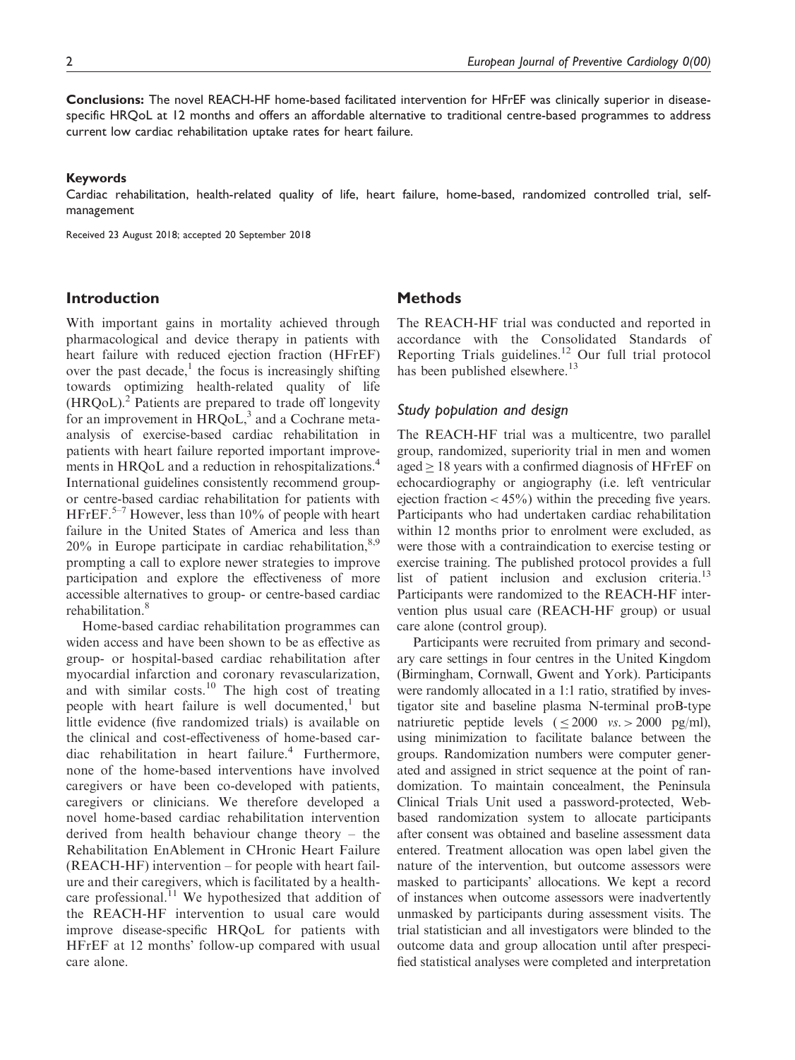**Conclusions:** The novel REACH-HF home-based facilitated intervention for HFrEF was clinically superior in disease-specific HRQoL at 12 months and offers an affordable alternative to traditional centre-based programmes to address current low cardiac rehabilitation uptake rates for heart failure.

#### Keywords

Cardiac rehabilitation, health-related quality of life, heart failure, home-based, randomized controlled trial, self-management

Received 23 August 2018; accepted 20 September 2018

## Introduction

With important gains in mortality achieved through pharmacological and device therapy in patients with heart failure with reduced ejection fraction (HFrEF) over the past decade,[1] the focus is increasingly shifting towards optimizing health-related quality of life (HRQoL).[2] Patients are prepared to trade off longevity for an improvement in HRQoL,[3] and a Cochrane meta-analysis of exercise-based cardiac rehabilitation in patients with heart failure reported important improvements in HRQoL and a reduction in rehospitalizations.[4] International guidelines consistently recommend group- or centre-based cardiac rehabilitation for patients with HFrEF.[5–7] However, less than 10% of people with heart failure in the United States of America and less than 20% in Europe participate in cardiac rehabilitation,[8,9] prompting a call to explore newer strategies to improve participation and explore the effectiveness of more accessible alternatives to group- or centre-based cardiac rehabilitation.[8]

Home-based cardiac rehabilitation programmes can widen access and have been shown to be as effective as group- or hospital-based cardiac rehabilitation after myocardial infarction and coronary revascularization, and with similar costs.[10] The high cost of treating people with heart failure is well documented,[1] but little evidence (five randomized trials) is available on the clinical and cost-effectiveness of home-based cardiac rehabilitation in heart failure.[4] Furthermore, none of the home-based interventions have involved caregivers or have been co-developed with patients, caregivers or clinicians. We therefore developed a novel home-based cardiac rehabilitation intervention derived from health behaviour change theory – the Rehabilitation EnAblement in CHronic Heart Failure (REACH-HF) intervention – for people with heart failure and their caregivers, which is facilitated by a healthcare professional.[11] We hypothesized that addition of the REACH-HF intervention to usual care would improve disease-specific HRQoL for patients with HFrEF at 12 months' follow-up compared with usual care alone.

## Methods

The REACH-HF trial was conducted and reported in accordance with the Consolidated Standards of Reporting Trials guidelines.[12] Our full trial protocol has been published elsewhere.[13]

### *Study population and design*

The REACH-HF trial was a multicentre, two parallel group, randomized, superiority trial in men and women aged $\geq$ 18 years with a confirmed diagnosis of HFrEF on echocardiography or angiography (i.e. left ventricular ejection fraction < 45%) within the preceding five years. Participants who had undertaken cardiac rehabilitation within 12 months prior to enrolment were excluded, as were those with a contraindication to exercise testing or exercise training. The published protocol provides a full list of patient inclusion and exclusion criteria.[13] Participants were randomized to the REACH-HF intervention plus usual care (REACH-HF group) or usual care alone (control group).

Participants were recruited from primary and secondary care settings in four centres in the United Kingdom (Birmingham, Cornwall, Gwent and York). Participants were randomly allocated in a 1:1 ratio, stratified by investigator site and baseline plasma N-terminal proB-type natriuretic peptide levels ($\leq$ 2000 *vs.* > 2000 pg/ml), using minimization to facilitate balance between the groups. Randomization numbers were computer generated and assigned in strict sequence at the point of randomization. To maintain concealment, the Peninsula Clinical Trials Unit used a password-protected, Web-based randomization system to allocate participants after consent was obtained and baseline assessment data entered. Treatment allocation was open label given the nature of the intervention, but outcome assessors were masked to participants' allocations. We kept a record of instances when outcome assessors were inadvertently unmasked by participants during assessment visits. The trial statistician and all investigators were blinded to the outcome data and group allocation until after prespecified statistical analyses were completed and interpretation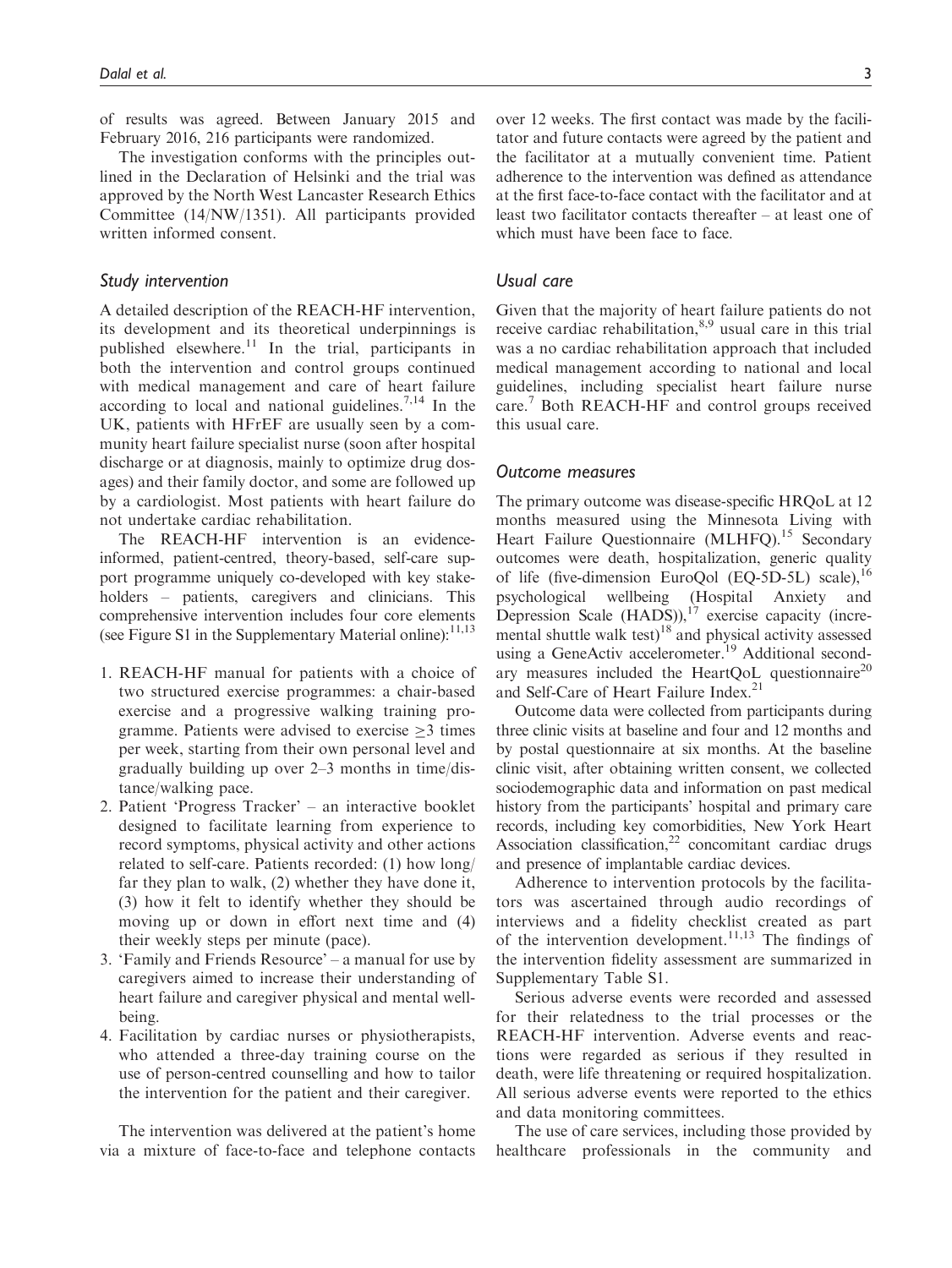of results was agreed. Between January 2015 and February 2016, 216 participants were randomized.

The investigation conforms with the principles outlined in the Declaration of Helsinki and the trial was approved by the North West Lancaster Research Ethics Committee (14/NW/1351). All participants provided written informed consent.

### Study intervention

A detailed description of the REACH-HF intervention, its development and its theoretical underpinnings is published elsewhere.[11] In the trial, participants in both the intervention and control groups continued with medical management and care of heart failure according to local and national guidelines.[7,14] In the UK, patients with HFrEF are usually seen by a community heart failure specialist nurse (soon after hospital discharge or at diagnosis, mainly to optimize drug dosages) and their family doctor, and some are followed up by a cardiologist. Most patients with heart failure do not undertake cardiac rehabilitation.

The REACH-HF intervention is an evidence-informed, patient-centred, theory-based, self-care support programme uniquely co-developed with key stakeholders – patients, caregivers and clinicians. This comprehensive intervention includes four core elements (see Figure S1 in the Supplementary Material online):[11,13]

1. REACH-HF manual for patients with a choice of two structured exercise programmes: a chair-based exercise and a progressive walking training programme. Patients were advised to exercise ≥3 times per week, starting from their own personal level and gradually building up over 2–3 months in time/distance/walking pace.
2. Patient 'Progress Tracker' – an interactive booklet designed to facilitate learning from experience to record symptoms, physical activity and other actions related to self-care. Patients recorded: (1) how long/far they plan to walk, (2) whether they have done it, (3) how it felt to identify whether they should be moving up or down in effort next time and (4) their weekly steps per minute (pace).
3. 'Family and Friends Resource' – a manual for use by caregivers aimed to increase their understanding of heart failure and caregiver physical and mental wellbeing.
4. Facilitation by cardiac nurses or physiotherapists, who attended a three-day training course on the use of person-centred counselling and how to tailor the intervention for the patient and their caregiver.

The intervention was delivered at the patient's home via a mixture of face-to-face and telephone contacts over 12 weeks. The first contact was made by the facilitator and future contacts were agreed by the patient and the facilitator at a mutually convenient time. Patient adherence to the intervention was defined as attendance at the first face-to-face contact with the facilitator and at least two facilitator contacts thereafter – at least one of which must have been face to face.

### Usual care

Given that the majority of heart failure patients do not receive cardiac rehabilitation,[8,9] usual care in this trial was a no cardiac rehabilitation approach that included medical management according to national and local guidelines, including specialist heart failure nurse care.[7] Both REACH-HF and control groups received this usual care.

### Outcome measures

The primary outcome was disease-specific HRQoL at 12 months measured using the Minnesota Living with Heart Failure Questionnaire (MLHFQ).[15] Secondary outcomes were death, hospitalization, generic quality of life (five-dimension EuroQol (EQ-5D-5L) scale),[16] psychological wellbeing (Hospital Anxiety and Depression Scale (HADS)),[17] exercise capacity (incremental shuttle walk test)[18] and physical activity assessed using a GeneActiv accelerometer.[19] Additional secondary measures included the HeartQoL questionnaire[20] and Self-Care of Heart Failure Index.[21]

Outcome data were collected from participants during three clinic visits at baseline and four and 12 months and by postal questionnaire at six months. At the baseline clinic visit, after obtaining written consent, we collected sociodemographic data and information on past medical history from the participants' hospital and primary care records, including key comorbidities, New York Heart Association classification,[22] concomitant cardiac drugs and presence of implantable cardiac devices.

Adherence to intervention protocols by the facilitators was ascertained through audio recordings of interviews and a fidelity checklist created as part of the intervention development.[11,13] The findings of the intervention fidelity assessment are summarized in Supplementary Table S1.

Serious adverse events were recorded and assessed for their relatedness to the trial processes or the REACH-HF intervention. Adverse events and reactions were regarded as serious if they resulted in death, were life threatening or required hospitalization. All serious adverse events were reported to the ethics and data monitoring committees.

The use of care services, including those provided by healthcare professionals in the community and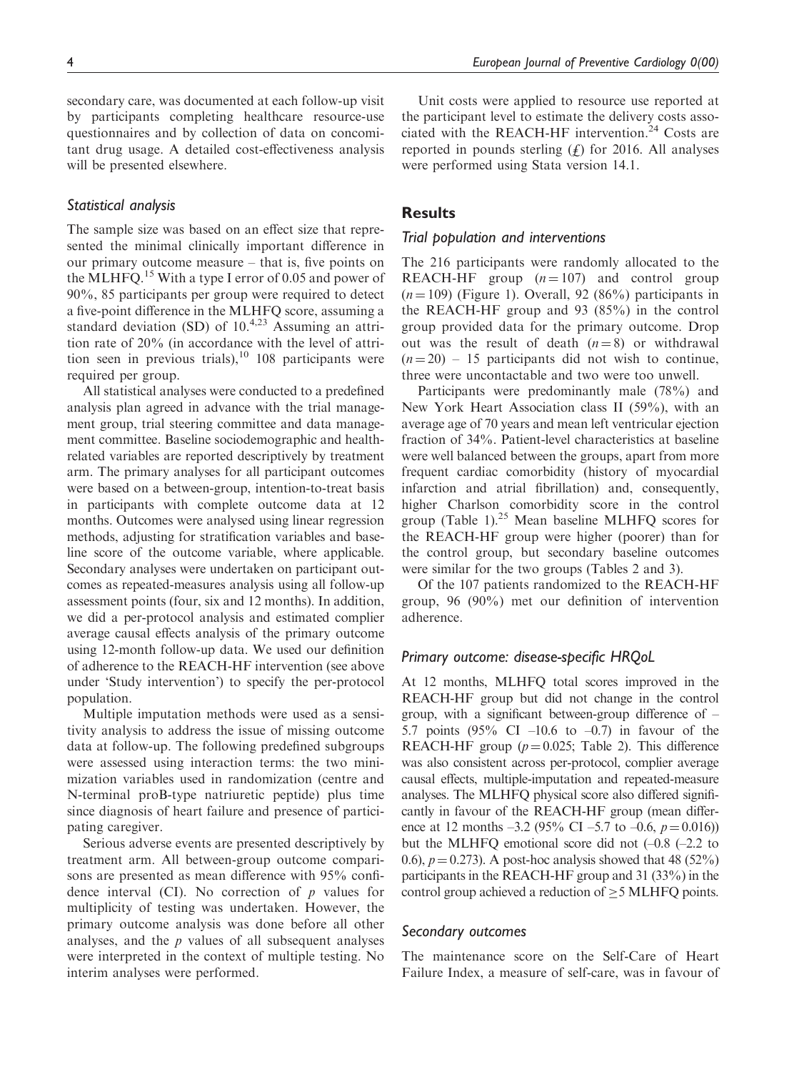secondary care, was documented at each follow-up visit by participants completing healthcare resource-use questionnaires and by collection of data on concomitant drug usage. A detailed cost-effectiveness analysis will be presented elsewhere.

### Statistical analysis

The sample size was based on an effect size that represented the minimal clinically important difference in our primary outcome measure – that is, five points on the MLHFQ.[15] With a type I error of 0.05 and power of 90%, 85 participants per group were required to detect a five-point difference in the MLHFQ score, assuming a standard deviation (SD) of 10.[4,23] Assuming an attrition rate of 20% (in accordance with the level of attrition seen in previous trials),[10] 108 participants were required per group.

All statistical analyses were conducted to a predefined analysis plan agreed in advance with the trial management group, trial steering committee and data management committee. Baseline sociodemographic and health-related variables are reported descriptively by treatment arm. The primary analyses for all participant outcomes were based on a between-group, intention-to-treat basis in participants with complete outcome data at 12 months. Outcomes were analysed using linear regression methods, adjusting for stratification variables and baseline score of the outcome variable, where applicable. Secondary analyses were undertaken on participant outcomes as repeated-measures analysis using all follow-up assessment points (four, six and 12 months). In addition, we did a per-protocol analysis and estimated complier average causal effects analysis of the primary outcome using 12-month follow-up data. We used our definition of adherence to the REACH-HF intervention (see above under 'Study intervention') to specify the per-protocol population.

Multiple imputation methods were used as a sensitivity analysis to address the issue of missing outcome data at follow-up. The following predefined subgroups were assessed using interaction terms: the two minimization variables used in randomization (centre and N-terminal proB-type natriuretic peptide) plus time since diagnosis of heart failure and presence of participating caregiver.

Serious adverse events are presented descriptively by treatment arm. All between-group outcome comparisons are presented as mean difference with 95% confidence interval (CI). No correction of $p$ values for multiplicity of testing was undertaken. However, the primary outcome analysis was done before all other analyses, and the $p$ values of all subsequent analyses were interpreted in the context of multiple testing. No interim analyses were performed.

Unit costs were applied to resource use reported at the participant level to estimate the delivery costs associated with the REACH-HF intervention.[24] Costs are reported in pounds sterling (£) for 2016. All analyses were performed using Stata version 14.1.

## Results

### Trial population and interventions

The 216 participants were randomly allocated to the REACH-HF group ($n = 107$) and control group ($n = 109$) (Figure 1). Overall, 92 (86%) participants in the REACH-HF group and 93 (85%) in the control group provided data for the primary outcome. Drop out was the result of death ($n = 8$) or withdrawal ($n = 20$) – 15 participants did not wish to continue, three were uncontactable and two were too unwell.

Participants were predominantly male (78%) and New York Heart Association class II (59%), with an average age of 70 years and mean left ventricular ejection fraction of 34%. Patient-level characteristics at baseline were well balanced between the groups, apart from more frequent cardiac comorbidity (history of myocardial infarction and atrial fibrillation) and, consequently, higher Charlson comorbidity score in the control group (Table 1).[25] Mean baseline MLHFQ scores for the REACH-HF group were higher (poorer) than for the control group, but secondary baseline outcomes were similar for the two groups (Tables 2 and 3).

Of the 107 patients randomized to the REACH-HF group, 96 (90%) met our definition of intervention adherence.

### Primary outcome: disease-specific HRQoL

At 12 months, MLHFQ total scores improved in the REACH-HF group but did not change in the control group, with a significant between-group difference of –5.7 points (95% CI –10.6 to –0.7) in favour of the REACH-HF group ($p = 0.025$; Table 2). This difference was also consistent across per-protocol, complier average causal effects, multiple-imputation and repeated-measure analyses. The MLHFQ physical score also differed significantly in favour of the REACH-HF group (mean difference at 12 months –3.2 (95% CI –5.7 to –0.6, $p = 0.016$)) but the MLHFQ emotional score did not (–0.8 (–2.2 to 0.6), $p = 0.273$). A post-hoc analysis showed that 48 (52%) participants in the REACH-HF group and 31 (33%) in the control group achieved a reduction of $\geq 5$ MLHFQ points.

### Secondary outcomes

The maintenance score on the Self-Care of Heart Failure Index, a measure of self-care, was in favour of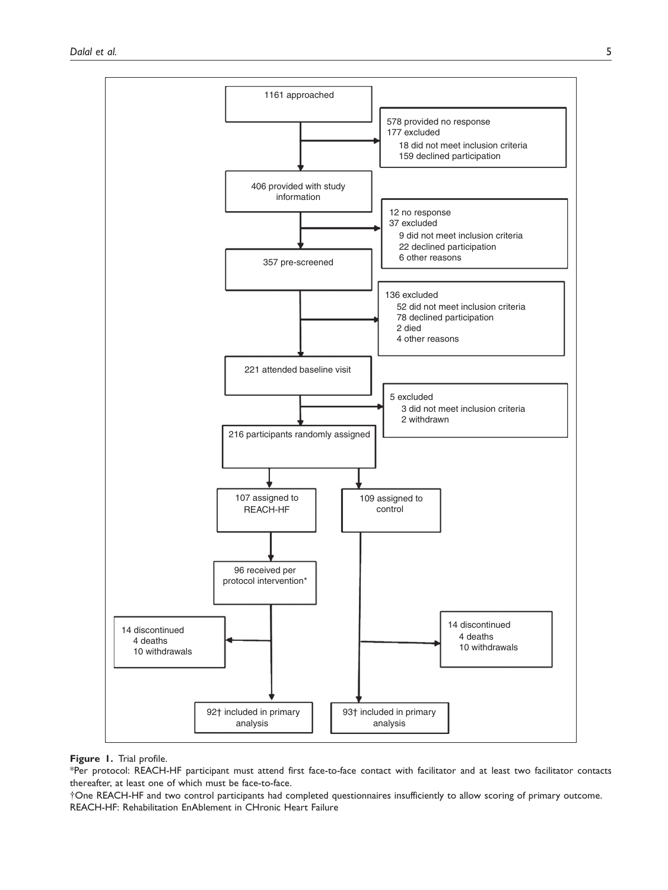1161 approached

578 provided no response
177 excluded
- 18 did not meet inclusion criteria
- 159 declined participation

406 provided with study information

12 no response
37 excluded
- 9 did not meet inclusion criteria
- 22 declined participation
- 6 other reasons

357 pre-screened

136 excluded
- 52 did not meet inclusion criteria
- 78 declined participation
- 2 died
- 4 other reasons

221 attended baseline visit

5 excluded
- 3 did not meet inclusion criteria
- 2 withdrawn

216 participants randomly assigned

107 assigned to REACH-HF

109 assigned to control

96 received per protocol intervention*

14 discontinued
- 4 deaths
- 10 withdrawals

14 discontinued
- 4 deaths
- 10 withdrawals

92† included in primary analysis

93† included in primary analysis

**Figure 1.** Trial profile.
*Per protocol: REACH-HF participant must attend first face-to-face contact with facilitator and at least two facilitator contacts thereafter, at least one of which must be face-to-face.
†One REACH-HF and two control participants had completed questionnaires insufficiently to allow scoring of primary outcome.
REACH-HF: Rehabilitation EnAblement in CHronic Heart Failure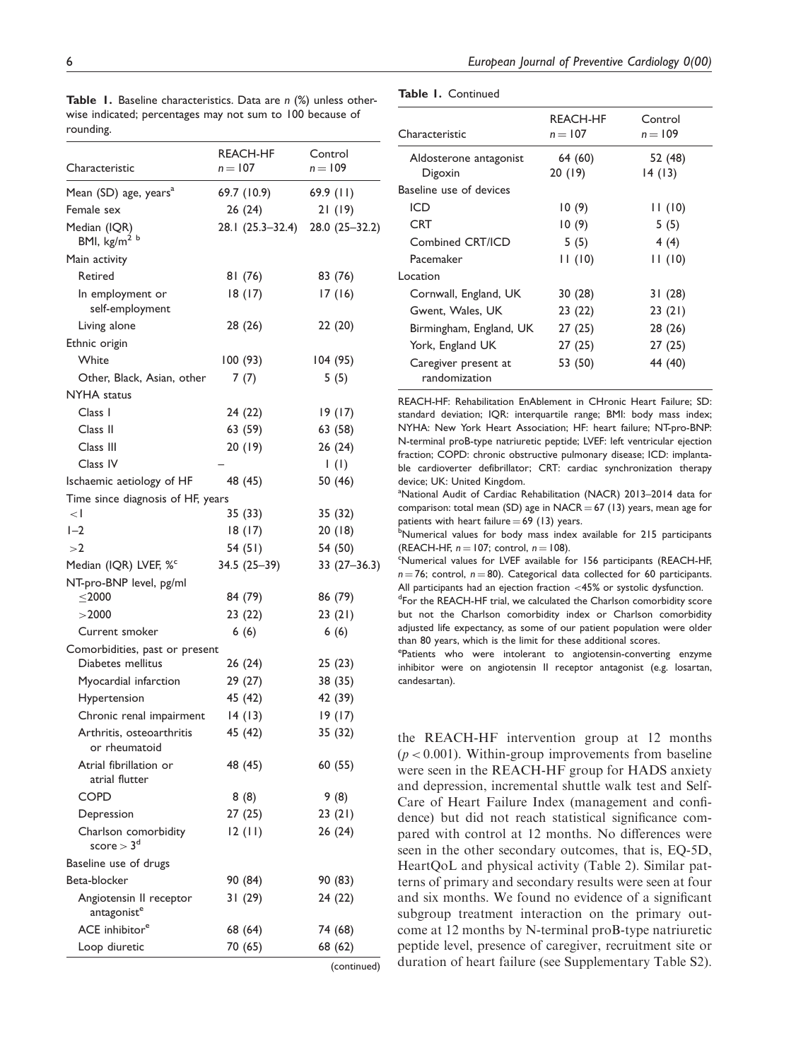**Table 1.** Baseline characteristics. Data are *n* (%) unless otherwise indicated; percentages may not sum to 100 because of rounding.

| Characteristic | REACH-HF $n = 107$ | Control $n = 109$ |
|---|---|---|
| Mean (SD) age, years[a] | 69.7 (10.9) | 69.9 (11) |
| Female sex | 26 (24) | 21 (19) |
| Median (IQR) BMI, kg/m$^2$ [b] | 28.1 (25.3–32.4) | 28.0 (25–32.2) |
| Main activity | | |
| Retired | 81 (76) | 83 (76) |
| In employment or self-employment | 18 (17) | 17 (16) |
| Living alone | 28 (26) | 22 (20) |
| Ethnic origin | | |
| White | 100 (93) | 104 (95) |
| Other, Black, Asian, other | 7 (7) | 5 (5) |
| NYHA status | | |
| Class I | 24 (22) | 19 (17) |
| Class II | 63 (59) | 63 (58) |
| Class III | 20 (19) | 26 (24) |
| Class IV | – | 1 (1) |
| Ischaemic aetiology of HF | 48 (45) | 50 (46) |
| Time since diagnosis of HF, years | | |
| <1 | 35 (33) | 35 (32) |
| 1–2 | 18 (17) | 20 (18) |
| >2 | 54 (51) | 54 (50) |
| Median (IQR) LVEF, %[c] | 34.5 (25–39) | 33 (27–36.3) |
| NT-pro-BNP level, pg/ml | | |
| ≤2000 | 84 (79) | 86 (79) |
| >2000 | 23 (22) | 23 (21) |
| Current smoker | 6 (6) | 6 (6) |
| Comorbidities, past or present | | |
| Diabetes mellitus | 26 (24) | 25 (23) |
| Myocardial infarction | 29 (27) | 38 (35) |
| Hypertension | 45 (42) | 42 (39) |
| Chronic renal impairment | 14 (13) | 19 (17) |
| Arthritis, osteoarthritis or rheumatoid | 45 (42) | 35 (32) |
| Atrial fibrillation or atrial flutter | 48 (45) | 60 (55) |
| COPD | 8 (8) | 9 (8) |
| Depression | 27 (25) | 23 (21) |
| Charlson comorbidity score > 3[d] | 12 (11) | 26 (24) |
| Baseline use of drugs | | |
| Beta-blocker | 90 (84) | 90 (83) |
| Angiotensin II receptor antagonist[e] | 31 (29) | 24 (22) |
| ACE inhibitor[e] | 68 (64) | 74 (68) |
| Loop diuretic | 70 (65) | 68 (62) |
| Aldosterone antagonist | 64 (60) | 52 (48) |
| Digoxin | 20 (19) | 14 (13) |
| Baseline use of devices | | |
| ICD | 10 (9) | 11 (10) |
| CRT | 10 (9) | 5 (5) |
| Combined CRT/ICD | 5 (5) | 4 (4) |
| Pacemaker | 11 (10) | 11 (10) |
| Location | | |
| Cornwall, England, UK | 30 (28) | 31 (28) |
| Gwent, Wales, UK | 23 (22) | 23 (21) |
| Birmingham, England, UK | 27 (25) | 28 (26) |
| York, England UK | 27 (25) | 27 (25) |
| Caregiver present at randomization | 53 (50) | 44 (40) |

REACH-HF: Rehabilitation EnAblement in CHronic Heart Failure; SD: standard deviation; IQR: interquartile range; BMI: body mass index; NYHA: New York Heart Association; HF: heart failure; NT-pro-BNP: N-terminal proB-type natriuretic peptide; LVEF: left ventricular ejection fraction; COPD: chronic obstructive pulmonary disease; ICD: implantable cardioverter defibrillator; CRT: cardiac synchronization therapy device; UK: United Kingdom.

[a]National Audit of Cardiac Rehabilitation (NACR) 2013–2014 data for comparison: total mean (SD) age in NACR = 67 (13) years, mean age for patients with heart failure = 69 (13) years.

[b]Numerical values for body mass index available for 215 participants (REACH-HF, $n = 107$; control, $n = 108$).

[c]Numerical values for LVEF available for 156 participants (REACH-HF, $n = 76$; control, $n = 80$). Categorical data collected for 60 participants. All participants had an ejection fraction <45% or systolic dysfunction.

[d]For the REACH-HF trial, we calculated the Charlson comorbidity score but not the Charlson comorbidity index or Charlson comorbidity adjusted life expectancy, as some of our patient population were older than 80 years, which is the limit for these additional scores.

[e]Patients who were intolerant to angiotensin-converting enzyme inhibitor were on angiotensin II receptor antagonist (e.g. losartan, candesartan).

the REACH-HF intervention group at 12 months ($p < 0.001$). Within-group improvements from baseline were seen in the REACH-HF group for HADS anxiety and depression, incremental shuttle walk test and Self-Care of Heart Failure Index (management and confidence) but did not reach statistical significance compared with control at 12 months. No differences were seen in the other secondary outcomes, that is, EQ-5D, HeartQoL and physical activity (Table 2). Similar patterns of primary and secondary results were seen at four and six months. We found no evidence of a significant subgroup treatment interaction on the primary outcome at 12 months by N-terminal proB-type natriuretic peptide level, presence of caregiver, recruitment site or duration of heart failure (see Supplementary Table S2).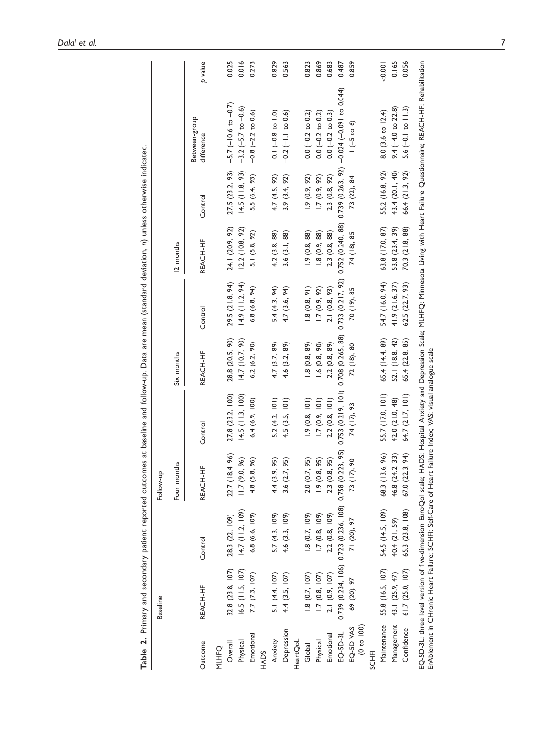**Table 2.** Primary and secondary patient reported outcomes at baseline and follow-up. Data are mean (standard deviation, *n*) unless otherwise indicated.

| Outcome | Baseline | | Follow-up | | | | | | | |
|---|---|---|---|---|---|---|---|---|---|---|
| | | | Four months | | Six months | | 12 months | | | |
| | REACH-HF | Control | REACH-HF | Control | REACH-HF | Control | REACH-HF | Control | Between-group difference | *p* value |
| MLHFQ | | | | | | | | | | |
| Overall | 32.8 (23.8, 107) | 28.3 (22, 109) | 22.7 (18.4, 96) | 27.8 (23.2, 100) | 28.8 (20.5, 90) | 29.5 (21.8, 94) | 24.1 (20.9, 92) | 27.5 (23.2, 93) | −5.7 (−10.6 to −0.7) | 0.025 |
| Physical | 16.5 (11.5, 107) | 14.7 (11.2, 109) | 11.7 (9.0, 96) | 14.5 (11.3, 100) | 14.7 (10.7, 90) | 14.9 (11.2, 94) | 12.2 (10.8, 92) | 14.5 (11.8, 93) | −3.2 (−5.7 to −0.6) | 0.016 |
| Emotional | 7.7 (7.3, 107) | 6.8 (6.6, 109) | 4.8 (5.8, 96) | 6.4 (6.9, 100) | 6.2 (6.2, 90) | 6.8 (6.8, 94) | 5.1 (5.8, 92) | 5.5 (6.4, 93) | −0.8 (−2.2 to 0.6) | 0.273 |
| HADS | | | | | | | | | | |
| Anxiety | 5.1 (4.4, 107) | 5.7 (4.3, 109) | 4.4 (3.9, 95) | 5.2 (4.2, 101) | 4.7 (3.7, 89) | 5.4 (4.3, 94) | 4.2 (3.8, 88) | 4.7 (4.5, 92) | 0.1 (−0.8 to 1.0) | 0.829 |
| Depression | 4.4 (3.5, 107) | 4.6 (3.3, 109) | 3.6 (2.7, 95) | 4.5 (3.5, 101) | 4.6 (3.2, 89) | 4.7 (3.6, 94) | 3.6 (3.1, 88) | 3.9 (3.4, 92) | −0.2 (−1.1 to 0.6) | 0.563 |
| HeartQoL | | | | | | | | | | |
| Global | 1.8 (0.7, 107) | 1.8 (0.7, 109) | 2.0 (0.7, 95) | 1.9 (0.8, 101) | 1.8 (0.8, 89) | 1.8 (0.8, 91) | 1.9 (0.8, 88) | 1.9 (0.9, 92) | 0.0 (−0.2 to 0.2) | 0.823 |
| Physical | 1.7 (0.8, 107) | 1.7 (0.8, 109) | 1.9 (0.8, 95) | 1.7 (0.9, 101) | 1.6 (0.8, 90) | 1.7 (0.9, 92) | 1.8 (0.9, 88) | 1.7 (0.9, 92) | 0.0 (−0.2 to 0.2) | 0.869 |
| Emotional | 2.1 (0.9, 107) | 2.2 (0.8, 109) | 2.3 (0.8, 95) | 2.2 (0.8, 101) | 2.2 (0.8, 89) | 2.1 (0.8, 93) | 2.3 (0.8, 88) | 2.3 (0.8, 92) | 0.0 (−0.2 to 0.3) | 0.683 |
| EQ-5D-3L | 0.739 (0.234, 106) | 0.723 (0.236, 108) | 0.758 (0.223, 95) | 0.753 (0.219, 101) | 0.708 (0.265, 88) | 0.733 (0.217, 92) | 0.752 (0.240, 88) | 0.739 (0.263, 92) | −0.024 (−0.091 to 0.044) | 0.487 |
| EQ-5D VAS (0 to 100) | 69 (20), 97 | 71 (20), 97 | 73 (17), 90 | 74 (17), 93 | 72 (18), 80 | 70 (19), 85 | 74 (18), 85 | 73 (22), 84 | 1 (−5 to 6) | 0.859 |
| SCHFI | | | | | | | | | | |
| Maintenance | 55.8 (16.5, 107) | 54.5 (14.5, 109) | 68.3 (13.6, 96) | 55.7 (17.0, 101) | 65.4 (14.4, 89) | 54.7 (16.0, 94) | 63.8 (17.0, 87) | 55.2 (16.8, 92) | 8.0 (3.6 to 12.4) | <0.001 |
| Management | 43.1 (25.9, 47) | 40.4 (21, 59) | 46.8 (24.2, 33) | 42.0 (21.0, 48) | 52.1 (18.8, 42) | 41.9 (21.6, 37) | 53.8 (23.4, 39) | 43.4 (20.1, 40) | 9.4 (−4.0 to 22.8) | 0.165 |
| Confidence | 61.7 (25.0, 107) | 65.3 (23.8, 108) | 67.0 (22.3, 94) | 64.7 (21.7, 101) | 65.4 (22.8, 85) | 62.5 (22.7, 93) | 70.3 (21.8, 88) | 66.4 (21.3, 92) | 5.6 (−0.1 to 11.3) | 0.056 |

EQ-5D-3L: three level version of five-dimension EuroQol scale; HADS: Hospital Anxiety and Depression Scale; MLHFQ: Minnesota Living with Heart Failure Questionnaire; REACH-HF: Rehabilitation EnAblement in CHronic Heart Failure; SCHFI: Self-Care of Heart Failure Index; VAS: visual analogue scale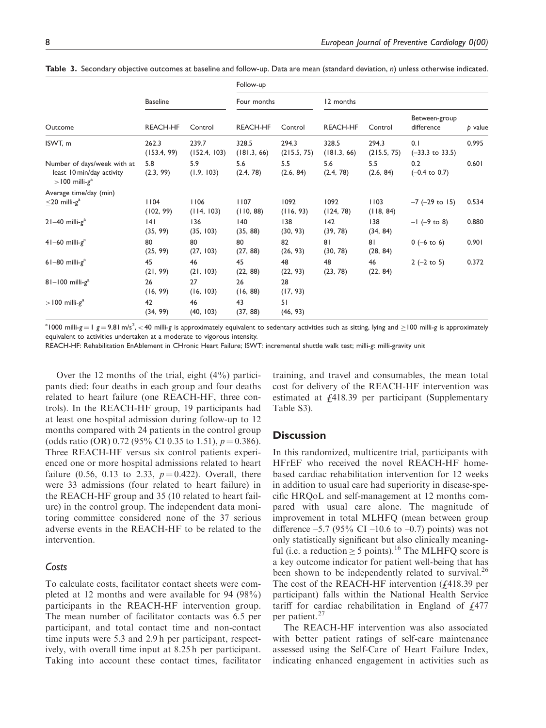**Table 3.** Secondary objective outcomes at baseline and follow-up. Data are mean (standard deviation, *n*) unless otherwise indicated.

| Outcome | Baseline | | Follow-up | | | | | |
|---|---|---|---|---|---|---|---|---|
| | | | Four months | | 12 months | | | |
| | REACH-HF | Control | REACH-HF | Control | REACH-HF | Control | Between-group difference | *p* value |
| ISWT, m | 262.3 (153.4, 99) | 239.7 (152.4, 103) | 328.5 (181.3, 66) | 294.3 (215.5, 75) | 328.5 (181.3, 66) | 294.3 (215.5, 75) | 0.1 (–33.3 to 33.5) | 0.995 |
| Number of days/week with at least 10 min/day activity >100 milli-g[a] | 5.8 (2.3, 99) | 5.9 (1.9, 103) | 5.6 (2.4, 78) | 5.5 (2.6, 84) | 5.6 (2.4, 78) | 5.5 (2.6, 84) | 0.2 (–0.4 to 0.7) | 0.601 |
| Average time/day (min) | | | | | | | | |
| ≤20 milli-g[a] | 1104 (102, 99) | 1106 (114, 103) | 1107 (110, 88) | 1092 (116, 93) | 1092 (124, 78) | 1103 (118, 84) | –7 (–29 to 15) | 0.534 |
| 21–40 milli-g[a] | 141 (35, 99) | 136 (35, 103) | 140 (35, 88) | 138 (30, 93) | 142 (39, 78) | 138 (34, 84) | –1 (–9 to 8) | 0.880 |
| 41–60 milli-g[a] | 80 (25, 99) | 80 (27, 103) | 80 (27, 88) | 82 (26, 93) | 81 (30, 78) | 81 (28, 84) | 0 (–6 to 6) | 0.901 |
| 61–80 milli-g[a] | 45 (21, 99) | 46 (21, 103) | 45 (22, 88) | 48 (22, 93) | 48 (23, 78) | 46 (22, 84) | 2 (–2 to 5) | 0.372 |
| 81–100 milli-g[a] | 26 (16, 99) | 27 (16, 103) | 26 (16, 88) | 28 (17, 93) | | | | |
| >100 milli-g[a] | 42 (34, 99) | 46 (40, 103) | 43 (37, 88) | 51 (46, 93) | | | | |

[a]1000 milli-*g* = 1 *g* = 9.81 m/s$^2$, < 40 milli-*g* is approximately equivalent to sedentary activities such as sitting, lying and ≥100 milli-*g* is approximately equivalent to activities undertaken at a moderate to vigorous intensity.

REACH-HF: Rehabilitation EnAblement in CHronic Heart Failure; ISWT: incremental shuttle walk test; milli-*g*: milli-gravity unit

Over the 12 months of the trial, eight (4%) participants died: four deaths in each group and four deaths related to heart failure (one REACH-HF, three controls). In the REACH-HF group, 19 participants had at least one hospital admission during follow-up to 12 months compared with 24 patients in the control group (odds ratio (OR) 0.72 (95% CI 0.35 to 1.51), $p = 0.386$). Three REACH-HF versus six control patients experienced one or more hospital admissions related to heart failure (0.56, 0.13 to 2.33, $p = 0.422$). Overall, there were 33 admissions (four related to heart failure) in the REACH-HF group and 35 (10 related to heart failure) in the control group. The independent data monitoring committee considered none of the 37 serious adverse events in the REACH-HF to be related to the intervention.

### Costs

To calculate costs, facilitator contact sheets were completed at 12 months and were available for 94 (98%) participants in the REACH-HF intervention group. The mean number of facilitator contacts was 6.5 per participant, and total contact time and non-contact time inputs were 5.3 and 2.9 h per participant, respectively, with overall time input at 8.25 h per participant. Taking into account these contact times, facilitator training, and travel and consumables, the mean total cost for delivery of the REACH-HF intervention was estimated at £418.39 per participant (Supplementary Table S3).

## Discussion

In this randomized, multicentre trial, participants with HFrEF who received the novel REACH-HF home-based cardiac rehabilitation intervention for 12 weeks in addition to usual care had superiority in disease-specific HRQoL and self-management at 12 months compared with usual care alone. The magnitude of improvement in total MLHFQ (mean between group difference –5.7 (95% CI –10.6 to –0.7) points) was not only statistically significant but also clinically meaningful (i.e. a reduction ≥ 5 points).[16] The MLHFQ score is a key outcome indicator for patient well-being that has been shown to be independently related to survival.[26] The cost of the REACH-HF intervention (£418.39 per participant) falls within the National Health Service tariff for cardiac rehabilitation in England of £477 per patient.[27]

The REACH-HF intervention was also associated with better patient ratings of self-care maintenance assessed using the Self-Care of Heart Failure Index, indicating enhanced engagement in activities such as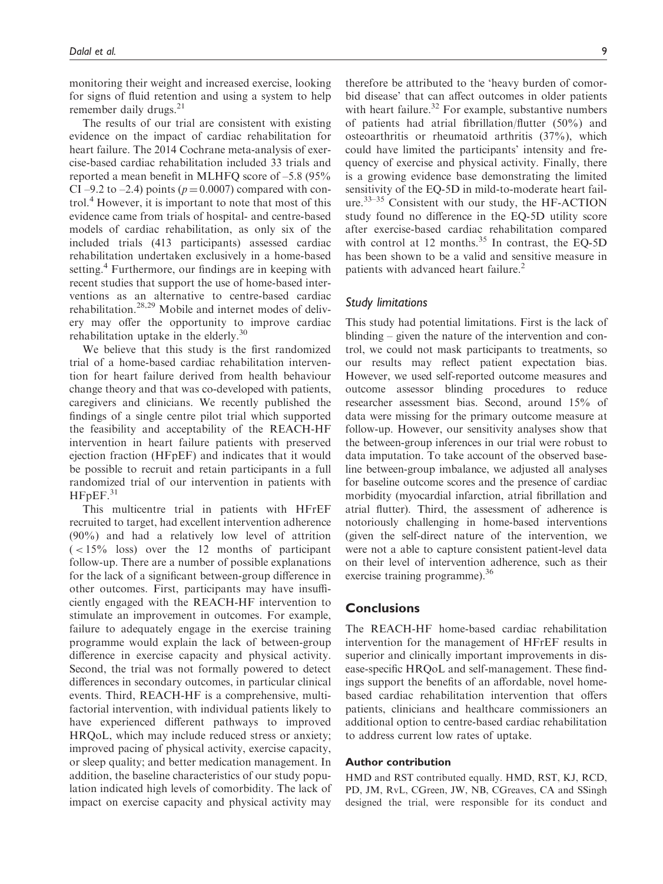monitoring their weight and increased exercise, looking for signs of fluid retention and using a system to help remember daily drugs.[21]

The results of our trial are consistent with existing evidence on the impact of cardiac rehabilitation for heart failure. The 2014 Cochrane meta-analysis of exercise-based cardiac rehabilitation included 33 trials and reported a mean benefit in MLHFQ score of –5.8 (95% CI –9.2 to –2.4) points ($p = 0.0007$) compared with control.[4] However, it is important to note that most of this evidence came from trials of hospital- and centre-based models of cardiac rehabilitation, as only six of the included trials (413 participants) assessed cardiac rehabilitation undertaken exclusively in a home-based setting.[4] Furthermore, our findings are in keeping with recent studies that support the use of home-based interventions as an alternative to centre-based cardiac rehabilitation.[28,29] Mobile and internet modes of delivery may offer the opportunity to improve cardiac rehabilitation uptake in the elderly.[30]

We believe that this study is the first randomized trial of a home-based cardiac rehabilitation intervention for heart failure derived from health behaviour change theory and that was co-developed with patients, caregivers and clinicians. We recently published the findings of a single centre pilot trial which supported the feasibility and acceptability of the REACH-HF intervention in heart failure patients with preserved ejection fraction (HFpEF) and indicates that it would be possible to recruit and retain participants in a full randomized trial of our intervention in patients with HFpEF.[31]

This multicentre trial in patients with HFrEF recruited to target, had excellent intervention adherence (90%) and had a relatively low level of attrition (<15% loss) over the 12 months of participant follow-up. There are a number of possible explanations for the lack of a significant between-group difference in other outcomes. First, participants may have insufficiently engaged with the REACH-HF intervention to stimulate an improvement in outcomes. For example, failure to adequately engage in the exercise training programme would explain the lack of between-group difference in exercise capacity and physical activity. Second, the trial was not formally powered to detect differences in secondary outcomes, in particular clinical events. Third, REACH-HF is a comprehensive, multifactorial intervention, with individual patients likely to have experienced different pathways to improved HRQoL, which may include reduced stress or anxiety; improved pacing of physical activity, exercise capacity, or sleep quality; and better medication management. In addition, the baseline characteristics of our study population indicated high levels of comorbidity. The lack of impact on exercise capacity and physical activity may therefore be attributed to the 'heavy burden of comorbid disease' that can affect outcomes in older patients with heart failure.[32] For example, substantive numbers of patients had atrial fibrillation/flutter (50%) and osteoarthritis or rheumatoid arthritis (37%), which could have limited the participants' intensity and frequency of exercise and physical activity. Finally, there is a growing evidence base demonstrating the limited sensitivity of the EQ-5D in mild-to-moderate heart failure.[33–35] Consistent with our study, the HF-ACTION study found no difference in the EQ-5D utility score after exercise-based cardiac rehabilitation compared with control at 12 months.[35] In contrast, the EQ-5D has been shown to be a valid and sensitive measure in patients with advanced heart failure.[2]

### *Study limitations*

This study had potential limitations. First is the lack of blinding – given the nature of the intervention and control, we could not mask participants to treatments, so our results may reflect patient expectation bias. However, we used self-reported outcome measures and outcome assessor blinding procedures to reduce researcher assessment bias. Second, around 15% of data were missing for the primary outcome measure at follow-up. However, our sensitivity analyses show that the between-group inferences in our trial were robust to data imputation. To take account of the observed baseline between-group imbalance, we adjusted all analyses for baseline outcome scores and the presence of cardiac morbidity (myocardial infarction, atrial fibrillation and atrial flutter). Third, the assessment of adherence is notoriously challenging in home-based interventions (given the self-direct nature of the intervention, we were not a able to capture consistent patient-level data on their level of intervention adherence, such as their exercise training programme).[36]

## Conclusions

The REACH-HF home-based cardiac rehabilitation intervention for the management of HFrEF results in superior and clinically important improvements in disease-specific HRQoL and self-management. These findings support the benefits of an affordable, novel home-based cardiac rehabilitation intervention that offers patients, clinicians and healthcare commissioners an additional option to centre-based cardiac rehabilitation to address current low rates of uptake.

### Author contribution

HMD and RST contributed equally. HMD, RST, KJ, RCD, PD, JM, RvL, CGreen, JW, NB, CGreaves, CA and SSingh designed the trial, were responsible for its conduct and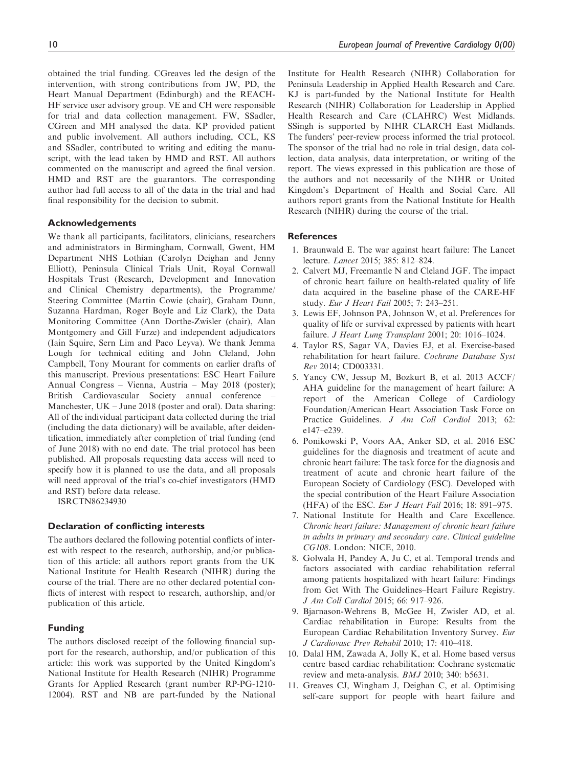obtained the trial funding. CGreaves led the design of the intervention, with strong contributions from JW, PD, the Heart Manual Department (Edinburgh) and the REACH-HF service user advisory group. VE and CH were responsible for trial and data collection management. FW, SSadler, CGreen and MH analysed the data. KP provided patient and public involvement. All authors including, CCL, KS and SSadler, contributed to writing and editing the manuscript, with the lead taken by HMD and RST. All authors commented on the manuscript and agreed the final version. HMD and RST are the guarantors. The corresponding author had full access to all of the data in the trial and had final responsibility for the decision to submit.

## Acknowledgements

We thank all participants, facilitators, clinicians, researchers and administrators in Birmingham, Cornwall, Gwent, HM Department NHS Lothian (Carolyn Deighan and Jenny Elliott), Peninsula Clinical Trials Unit, Royal Cornwall Hospitals Trust (Research, Development and Innovation and Clinical Chemistry departments), the Programme/Steering Committee (Martin Cowie (chair), Graham Dunn, Suzanna Hardman, Roger Boyle and Liz Clark), the Data Monitoring Committee (Ann Dorthe-Zwisler (chair), Alan Montgomery and Gill Furze) and independent adjudicators (Iain Squire, Sern Lim and Paco Leyva). We thank Jemma Lough for technical editing and John Cleland, John Campbell, Tony Mourant for comments on earlier drafts of this manuscript. Previous presentations: ESC Heart Failure Annual Congress – Vienna, Austria – May 2018 (poster); British Cardiovascular Society annual conference – Manchester, UK – June 2018 (poster and oral). Data sharing: All of the individual participant data collected during the trial (including the data dictionary) will be available, after deidentification, immediately after completion of trial funding (end of June 2018) with no end date. The trial protocol has been published. All proposals requesting data access will need to specify how it is planned to use the data, and all proposals will need approval of the trial's co-chief investigators (HMD and RST) before data release.

ISRCTN86234930

## Declaration of conflicting interests

The authors declared the following potential conflicts of interest with respect to the research, authorship, and/or publication of this article: all authors report grants from the UK National Institute for Health Research (NIHR) during the course of the trial. There are no other declared potential conflicts of interest with respect to research, authorship, and/or publication of this article.

## Funding

The authors disclosed receipt of the following financial support for the research, authorship, and/or publication of this article: this work was supported by the United Kingdom's National Institute for Health Research (NIHR) Programme Grants for Applied Research (grant number RP-PG-1210-12004). RST and NB are part-funded by the National Institute for Health Research (NIHR) Collaboration for Peninsula Leadership in Applied Health Research and Care. KJ is part-funded by the National Institute for Health Research (NIHR) Collaboration for Leadership in Applied Health Research and Care (CLAHRC) West Midlands. SSingh is supported by NIHR CLARCH East Midlands. The funders' peer-review process informed the trial protocol. The sponsor of the trial had no role in trial design, data collection, data analysis, data interpretation, or writing of the report. The views expressed in this publication are those of the authors and not necessarily of the NIHR or United Kingdom's Department of Health and Social Care. All authors report grants from the National Institute for Health Research (NIHR) during the course of the trial.

## References

1. Braunwald E. The war against heart failure: The Lancet lecture. *Lancet* 2015; 385: 812–824.
2. Calvert MJ, Freemantle N and Cleland JGF. The impact of chronic heart failure on health-related quality of life data acquired in the baseline phase of the CARE-HF study. *Eur J Heart Fail* 2005; 7: 243–251.
3. Lewis EF, Johnson PA, Johnson W, et al. Preferences for quality of life or survival expressed by patients with heart failure. *J Heart Lung Transplant* 2001; 20: 1016–1024.
4. Taylor RS, Sagar VA, Davies EJ, et al. Exercise-based rehabilitation for heart failure. *Cochrane Database Syst Rev* 2014; CD003331.
5. Yancy CW, Jessup M, Bozkurt B, et al. 2013 ACCF/AHA guideline for the management of heart failure: A report of the American College of Cardiology Foundation/American Heart Association Task Force on Practice Guidelines. *J Am Coll Cardiol* 2013; 62: e147–e239.
6. Ponikowski P, Voors AA, Anker SD, et al. 2016 ESC guidelines for the diagnosis and treatment of acute and chronic heart failure: The task force for the diagnosis and treatment of acute and chronic heart failure of the European Society of Cardiology (ESC). Developed with the special contribution of the Heart Failure Association (HFA) of the ESC. *Eur J Heart Fail* 2016; 18: 891–975.
7. National Institute for Health and Care Excellence. *Chronic heart failure: Management of chronic heart failure in adults in primary and secondary care*. *Clinical guideline CG108*. London: NICE, 2010.
8. Golwala H, Pandey A, Ju C, et al. Temporal trends and factors associated with cardiac rehabilitation referral among patients hospitalized with heart failure: Findings from Get With The Guidelines–Heart Failure Registry. *J Am Coll Cardiol* 2015; 66: 917–926.
9. Bjarnason-Wehrens B, McGee H, Zwisler AD, et al. Cardiac rehabilitation in Europe: Results from the European Cardiac Rehabilitation Inventory Survey. *Eur J Cardiovasc Prev Rehabil* 2010; 17: 410–418.
10. Dalal HM, Zawada A, Jolly K, et al. Home based versus centre based cardiac rehabilitation: Cochrane systematic review and meta-analysis. *BMJ* 2010; 340: b5631.
11. Greaves CJ, Wingham J, Deighan C, et al. Optimising self-care support for people with heart failure and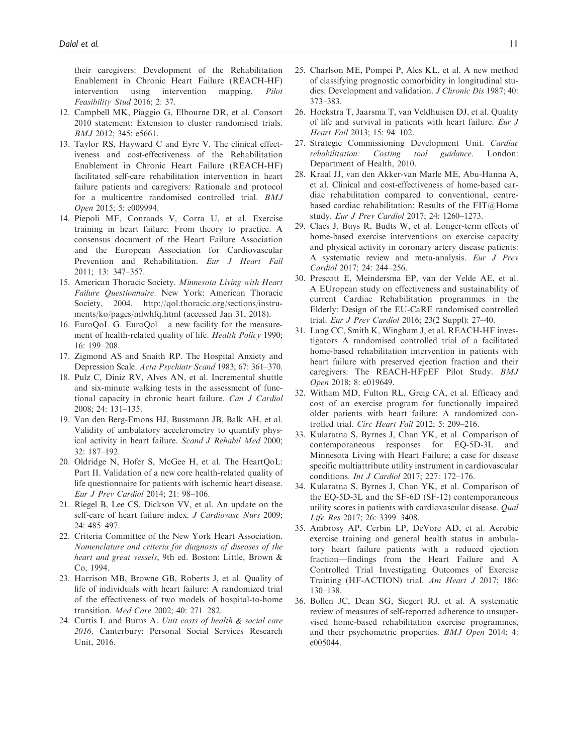their caregivers: Development of the Rehabilitation Enablement in Chronic Heart Failure (REACH-HF) intervention using intervention mapping. *Pilot Feasibility Stud* 2016; 2: 37.

12. Campbell MK, Piaggio G, Elbourne DR, et al. Consort 2010 statement: Extension to cluster randomised trials. *BMJ* 2012; 345: e5661.
13. Taylor RS, Hayward C and Eyre V. The clinical effectiveness and cost-effectiveness of the Rehabilitation Enablement in Chronic Heart Failure (REACH-HF) facilitated self-care rehabilitation intervention in heart failure patients and caregivers: Rationale and protocol for a multicentre randomised controlled trial. *BMJ Open* 2015; 5: e009994.
14. Piepoli MF, Conraads V, Corra U, et al. Exercise training in heart failure: From theory to practice. A consensus document of the Heart Failure Association and the European Association for Cardiovascular Prevention and Rehabilitation. *Eur J Heart Fail* 2011; 13: 347–357.
15. American Thoracic Society. *Minnesota Living with Heart Failure Questionnaire*. New York: American Thoracic Society, 2004. http://qol.thoracic.org/sections/instruments/ko/pages/mlwhfq.html (accessed Jan 31, 2018).
16. EuroQoL G. EuroQol – a new facility for the measurement of health-related quality of life. *Health Policy* 1990; 16: 199–208.
17. Zigmond AS and Snaith RP. The Hospital Anxiety and Depression Scale. *Acta Psychiatr Scand* 1983; 67: 361–370.
18. Pulz C, Diniz RV, Alves AN, et al. Incremental shuttle and six-minute walking tests in the assessment of functional capacity in chronic heart failure. *Can J Cardiol* 2008; 24: 131–135.
19. Van den Berg-Emons HJ, Bussmann JB, Balk AH, et al. Validity of ambulatory accelerometry to quantify physical activity in heart failure. *Scand J Rehabil Med* 2000; 32: 187–192.
20. Oldridge N, Hofer S, McGee H, et al. The HeartQoL: Part II. Validation of a new core health-related quality of life questionnaire for patients with ischemic heart disease. *Eur J Prev Cardiol* 2014; 21: 98–106.
21. Riegel B, Lee CS, Dickson VV, et al. An update on the self-care of heart failure index. *J Cardiovasc Nurs* 2009; 24: 485–497.
22. Criteria Committee of the New York Heart Association. *Nomenclature and criteria for diagnosis of diseases of the heart and great vessels*, 9th ed. Boston: Little, Brown & Co, 1994.
23. Harrison MB, Browne GB, Roberts J, et al. Quality of life of individuals with heart failure: A randomized trial of the effectiveness of two models of hospital-to-home transition. *Med Care* 2002; 40: 271–282.
24. Curtis L and Burns A. *Unit costs of health & social care 2016*. Canterbury: Personal Social Services Research Unit, 2016.
25. Charlson ME, Pompei P, Ales KL, et al. A new method of classifying prognostic comorbidity in longitudinal studies: Development and validation. *J Chronic Dis* 1987; 40: 373–383.
26. Hoekstra T, Jaarsma T, van Veldhuisen DJ, et al. Quality of life and survival in patients with heart failure. *Eur J Heart Fail* 2013; 15: 94–102.
27. Strategic Commissioning Development Unit. *Cardiac rehabilitation: Costing tool guidance*. London: Department of Health, 2010.
28. Kraal JJ, van den Akker-van Marle ME, Abu-Hanna A, et al. Clinical and cost-effectiveness of home-based cardiac rehabilitation compared to conventional, centre-based cardiac rehabilitation: Results of the FIT@Home study. *Eur J Prev Cardiol* 2017; 24: 1260–1273.
29. Claes J, Buys R, Budts W, et al. Longer-term effects of home-based exercise interventions on exercise capacity and physical activity in coronary artery disease patients: A systematic review and meta-analysis. *Eur J Prev Cardiol* 2017; 24: 244–256.
30. Prescott E, Meindersma EP, van der Velde AE, et al. A EUropean study on effectiveness and sustainability of current Cardiac Rehabilitation programmes in the Elderly: Design of the EU-CaRE randomised controlled trial. *Eur J Prev Cardiol* 2016; 23(2 Suppl): 27–40.
31. Lang CC, Smith K, Wingham J, et al. REACH-HF investigators A randomised controlled trial of a facilitated home-based rehabilitation intervention in patients with heart failure with preserved ejection fraction and their caregivers: The REACH-HFpEF Pilot Study. *BMJ Open* 2018; 8: e019649.
32. Witham MD, Fulton RL, Greig CA, et al. Efficacy and cost of an exercise program for functionally impaired older patients with heart failure: A randomized controlled trial. *Circ Heart Fail* 2012; 5: 209–216.
33. Kularatna S, Byrnes J, Chan YK, et al. Comparison of contemporaneous responses for EQ-5D-3L and Minnesota Living with Heart Failure; a case for disease specific multiattribute utility instrument in cardiovascular conditions. *Int J Cardiol* 2017; 227: 172–176.
34. Kularatna S, Byrnes J, Chan YK, et al. Comparison of the EQ-5D-3L and the SF-6D (SF-12) contemporaneous utility scores in patients with cardiovascular disease. *Qual Life Res* 2017; 26: 3399–3408.
35. Ambrosy AP, Cerbin LP, DeVore AD, et al. Aerobic exercise training and general health status in ambulatory heart failure patients with a reduced ejection fraction—findings from the Heart Failure and A Controlled Trial Investigating Outcomes of Exercise Training (HF-ACTION) trial. *Am Heart J* 2017; 186: 130–138.
36. Bollen JC, Dean SG, Siegert RJ, et al. A systematic review of measures of self-reported adherence to unsupervised home-based rehabilitation exercise programmes, and their psychometric properties. *BMJ Open* 2014; 4: e005044.